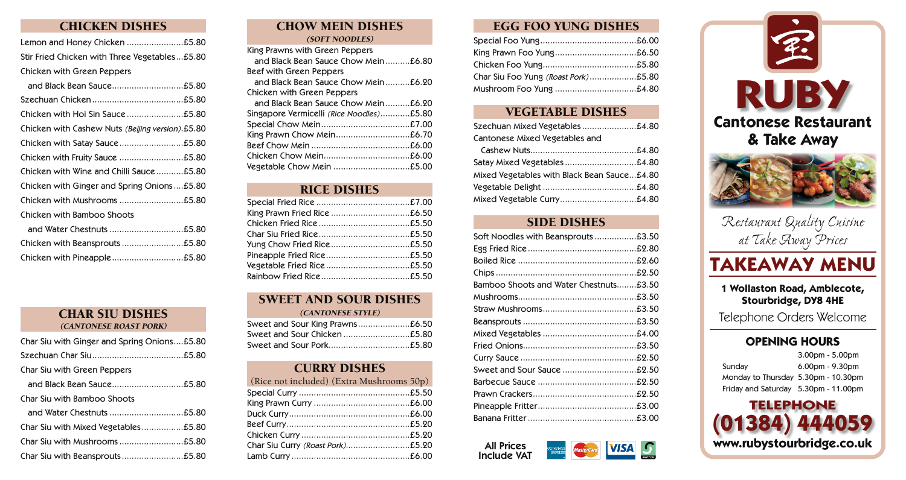## CHICKEN DISHES

- Lemon and Honey Chicken ....................... £5.80
- Stir Fried Chicken with Three Vegetables ... £5.80
- Chicken with Green Peppers and Black Bean Sauce ... £5.80
- Szechuan Chicken ... £5.80
- Chicken with Hoi Sin Sauce ... £5.80
- Chicken with Cashew Nuts *(Beijing version)* ... £5.80
- Chicken with Satay Sauce ... £5.80
- Chicken with Fruity Sauce ... £5.80
- Chicken with Wine and Chilli Sauce ... £5.80
- Chicken with Ginger and Spring Onions ... £5.80
- Chicken with Mushrooms ... £5.80
- Chicken with Bamboo Shoots and Water Chestnuts ... £5.80
- Chicken with Beansprouts ... £5.80
- Chicken with Pineapple ... £5.80

## CHAR SIU DISHES
*(CANTONESE ROAST PORK)*

- Char Siu with Ginger and Spring Onions ... £5.80
- Szechuan Char Siu ... £5.80
- Char Siu with Green Peppers and Black Bean Sauce ... £5.80
- Char Siu with Bamboo Shoots and Water Chestnuts ... £5.80
- Char Siu with Mixed Vegetables ... £5.80
- Char Siu with Mushrooms ... £5.80
- Char Siu with Beansprouts ... £5.80

## CHOW MEIN DISHES
*(SOFT NOODLES)*

- King Prawns with Green Peppers and Black Bean Sauce Chow Mein ... £6.80
- Beef with Green Peppers and Black Bean Sauce Chow Mein ... £6.20
- Chicken with Green Peppers and Black Bean Sauce Chow Mein ... £6.20
- Singapore Vermicelli *(Rice Noodles)* ... £5.80
- Special Chow Mein ... £7.00
- King Prawn Chow Mein ... £6.70
- Beef Chow Mein ... £6.00
- Chicken Chow Mein ... £6.00
- Vegetable Chow Mein ... £5.00

## RICE DISHES

- Special Fried Rice ... £7.00
- King Prawn Fried Rice ... £6.50
- Chicken Fried Rice ... £5.50
- Char Siu Fried Rice ... £5.50
- Yung Chow Fried Rice ... £5.50
- Pineapple Fried Rice ... £5.50
- Vegetable Fried Rice ... £5.50
- Rainbow Fried Rice ... £5.50

## SWEET AND SOUR DISHES
*(CANTONESE STYLE)*

- Sweet and Sour King Prawns ... £6.50
- Sweet and Sour Chicken ... £5.80
- Sweet and Sour Pork ... £5.80

## CURRY DISHES
(Rice not included) (Extra Mushrooms 50p)

- Special Curry ... £5.50
- King Prawn Curry ... £6.00
- Duck Curry ... £6.00
- Beef Curry ... £5.20
- Chicken Curry ... £5.20
- Char Siu Curry *(Roast Pork)* ... £5.20
- Lamb Curry ... £6.00

## EGG FOO YUNG DISHES

- Special Foo Yung ... £6.00
- King Prawn Foo Yung ... £6.50
- Chicken Foo Yung ... £5.80
- Char Siu Foo Yung *(Roast Pork)* ... £5.80
- Mushroom Foo Yung ... £4.80

## VEGETABLE DISHES

- Szechuan Mixed Vegetables ... £4.80
- Cantonese Mixed Vegetables and Cashew Nuts ... £4.80
- Satay Mixed Vegetables ... £4.80
- Mixed Vegetables with Black Bean Sauce ... £4.80
- Vegetable Delight ... £4.80
- Mixed Vegetable Curry ... £4.80

## SIDE DISHES

- Soft Noodles with Beansprouts ... £3.50
- Egg Fried Rice ... £2.80
- Boiled Rice ... £2.60
- Chips ... £2.50
- Bamboo Shoots and Water Chestnuts ... £3.50
- Mushrooms ... £3.50
- Straw Mushrooms ... £3.50
- Beansprouts ... £3.50
- Mixed Vegetables ... £4.00
- Fried Onions ... £3.50
- Curry Sauce ... £2.50
- Sweet and Sour Sauce ... £2.50
- Barbecue Sauce ... £2.50
- Prawn Crackers ... £2.50
- Pineapple Fritter ... £3.00
- Banana Fritter ... £3.00

**All Prices Include VAT**

# RUBY
## Cantonese Restaurant & Take Away

*Restaurant Quality Cuisine at Take Away Prices*

# TAKEAWAY MENU

**1 Wollaston Road, Amblecote, Stourbridge, DY8 4HE**

Telephone Orders Welcome

### OPENING HOURS

| | |
|---|---|
| Sunday | 3.00pm - 5.00pm |
| | 6.00pm - 9.30pm |
| Monday to Thursday | 5.30pm - 10.30pm |
| Friday and Saturday | 5.30pm - 11.00pm |

**TELEPHONE**
**(01384) 444059**

**www.rubystourbridge.co.uk**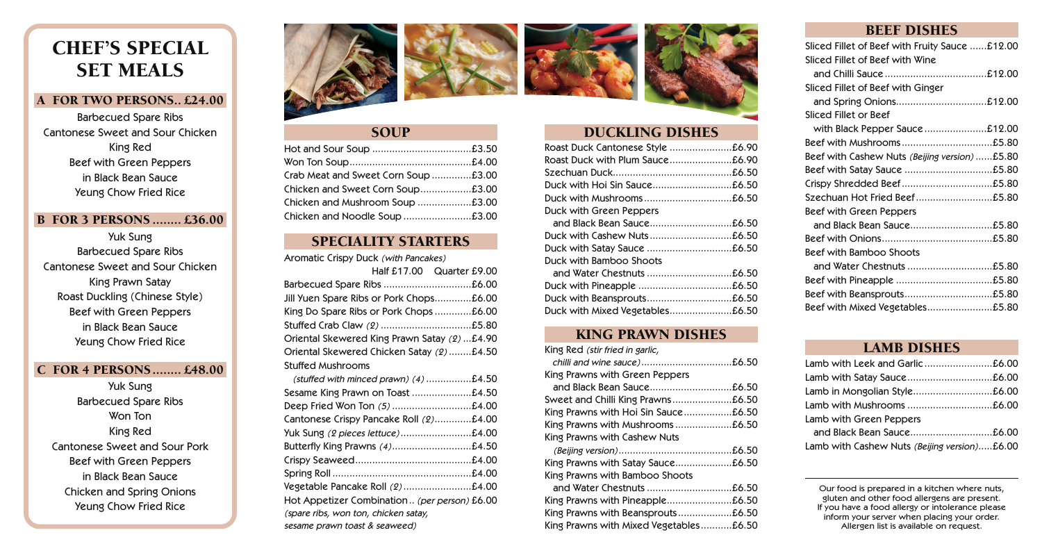# CHEF'S SPECIAL SET MEALS

### A FOR TWO PERSONS.. £24.00

Barbecued Spare Ribs
Cantonese Sweet and Sour Chicken
King Red
Beef with Green Peppers in Black Bean Sauce
Yeung Chow Fried Rice

### B FOR 3 PERSONS ........ £36.00

Yuk Sung
Barbecued Spare Ribs
Cantonese Sweet and Sour Chicken
King Prawn Satay
Roast Duckling (Chinese Style)
Beef with Green Peppers in Black Bean Sauce
Yeung Chow Fried Rice

### C FOR 4 PERSONS ........ £48.00

Yuk Sung
Barbecued Spare Ribs
Won Ton
King Red
Cantonese Sweet and Sour Pork
Beef with Green Peppers in Black Bean Sauce
Chicken and Spring Onions
Yeung Chow Fried Rice

## SOUP

| | |
|---|---|
| Hot and Sour Soup | £3.50 |
| Won Ton Soup | £4.00 |
| Crab Meat and Sweet Corn Soup | £3.00 |
| Chicken and Sweet Corn Soup | £3.00 |
| Chicken and Mushroom Soup | £3.00 |
| Chicken and Noodle Soup | £3.00 |

## SPECIALITY STARTERS

| | |
|---|---|
| Aromatic Crispy Duck *(with Pancakes)* | Half £17.00 Quarter £9.00 |
| Barbecued Spare Ribs | £6.00 |
| Jill Yuen Spare Ribs or Pork Chops | £6.00 |
| King Do Spare Ribs or Pork Chops | £6.00 |
| Stuffed Crab Claw *(2)* | £5.80 |
| Oriental Skewered King Prawn Satay *(2)* | £4.90 |
| Oriental Skewered Chicken Satay *(2)* | £4.50 |
| Stuffed Mushrooms *(stuffed with minced prawn) (4)* | £4.50 |
| Sesame King Prawn on Toast | £4.50 |
| Deep Fried Won Ton *(5)* | £4.00 |
| Cantonese Crispy Pancake Roll *(2)* | £4.00 |
| Yuk Sung *(2 pieces lettuce)* | £4.00 |
| Butterfly King Prawns *(4)* | £4.50 |
| Crispy Seaweed | £4.00 |
| Spring Roll | £4.00 |
| Vegetable Pancake Roll *(2)* | £4.00 |
| Hot Appetizer Combination .. *(per person)* *(spare ribs, won ton, chicken satay, sesame prawn toast & seaweed)* | £6.00 |

## DUCKLING DISHES

| | |
|---|---|
| Roast Duck Cantonese Style | £6.90 |
| Roast Duck with Plum Sauce | £6.90 |
| Szechuan Duck | £6.50 |
| Duck with Hoi Sin Sauce | £6.50 |
| Duck with Mushrooms | £6.50 |
| Duck with Green Peppers and Black Bean Sauce | £6.50 |
| Duck with Cashew Nuts | £6.50 |
| Duck with Satay Sauce | £6.50 |
| Duck with Bamboo Shoots and Water Chestnuts | £6.50 |
| Duck with Pineapple | £6.50 |
| Duck with Beansprouts | £6.50 |
| Duck with Mixed Vegetables | £6.50 |

## KING PRAWN DISHES

| | |
|---|---|
| King Red *(stir fried in garlic, chilli and wine sauce)* | £6.50 |
| King Prawns with Green Peppers and Black Bean Sauce | £6.50 |
| Sweet and Chilli King Prawns | £6.50 |
| King Prawns with Hoi Sin Sauce | £6.50 |
| King Prawns with Mushrooms | £6.50 |
| King Prawns with Cashew Nuts *(Beijing version)* | £6.50 |
| King Prawns with Satay Sauce | £6.50 |
| King Prawns with Bamboo Shoots and Water Chestnuts | £6.50 |
| King Prawns with Pineapple | £6.50 |
| King Prawns with Beansprouts | £6.50 |
| King Prawns with Mixed Vegetables | £6.50 |

## BEEF DISHES

| | |
|---|---|
| Sliced Fillet of Beef with Fruity Sauce | £12.00 |
| Sliced Fillet of Beef with Wine and Chilli Sauce | £12.00 |
| Sliced Fillet of Beef with Ginger and Spring Onions | £12.00 |
| Sliced Fillet or Beef with Black Pepper Sauce | £12.00 |
| Beef with Mushrooms | £5.80 |
| Beef with Cashew Nuts *(Beijing version)* | £5.80 |
| Beef with Satay Sauce | £5.80 |
| Crispy Shredded Beef | £5.80 |
| Szechuan Hot Fried Beef | £5.80 |
| Beef with Green Peppers and Black Bean Sauce | £5.80 |
| Beef with Onions | £5.80 |
| Beef with Bamboo Shoots and Water Chestnuts | £5.80 |
| Beef with Pineapple | £5.80 |
| Beef with Beansprouts | £5.80 |
| Beef with Mixed Vegetables | £5.80 |

## LAMB DISHES

| | |
|---|---|
| Lamb with Leek and Garlic | £6.00 |
| Lamb with Satay Sauce | £6.00 |
| Lamb in Mongolian Style | £6.00 |
| Lamb with Mushrooms | £6.00 |
| Lamb with Green Peppers and Black Bean Sauce | £6.00 |
| Lamb with Cashew Nuts *(Beijing version)* | £6.00 |

Our food is prepared in a kitchen where nuts, gluten and other food allergens are present. If you have a food allergy or intolerance please inform your server when placing your order. Allergen list is available on request.